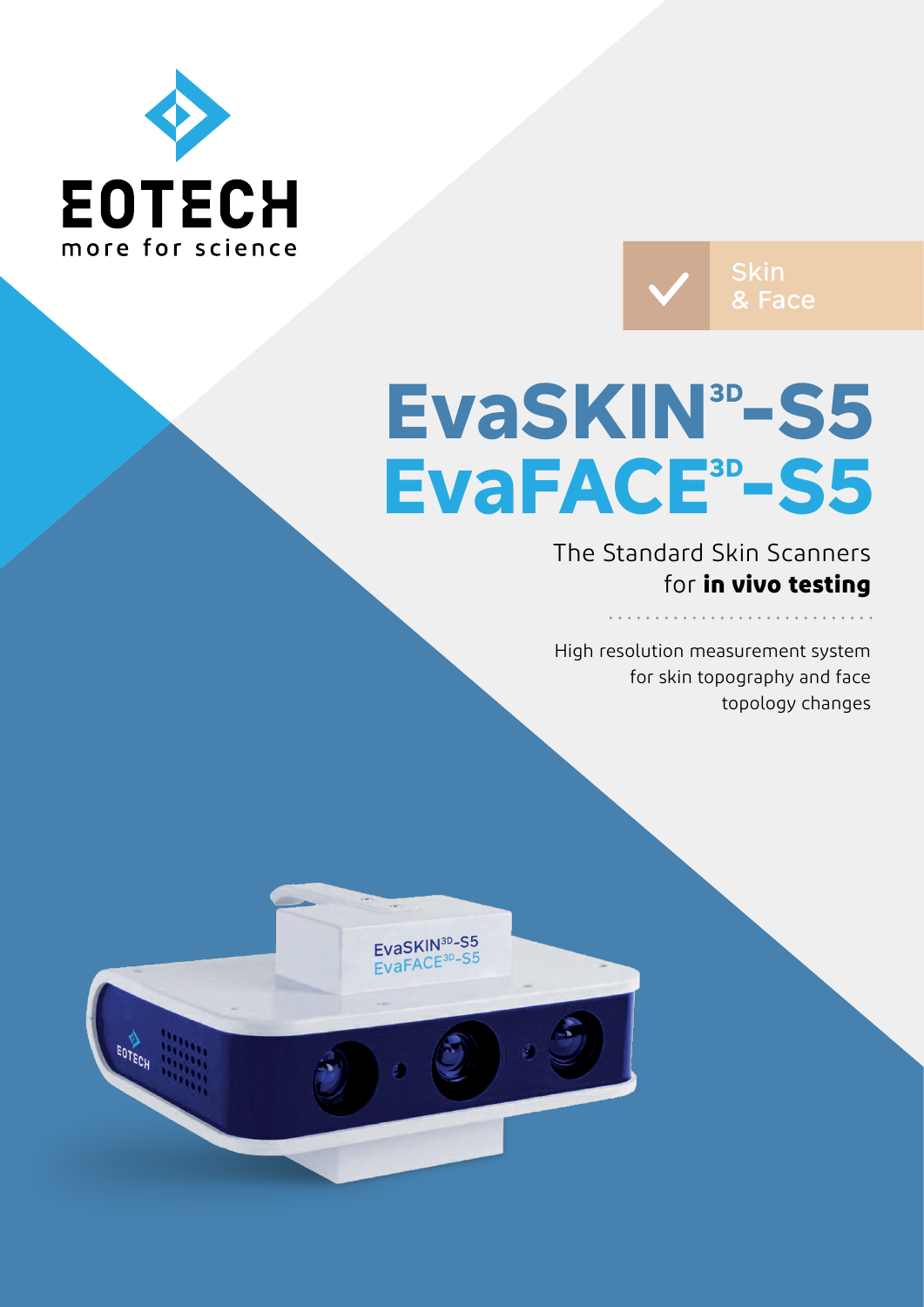EOTECH

more for science

Skin & Face

# EvaSKIN$^{3D}$-S5
# EvaFACE$^{3D}$-S5

The Standard Skin Scanners for **in vivo testing**

High resolution measurement system for skin topography and face topology changes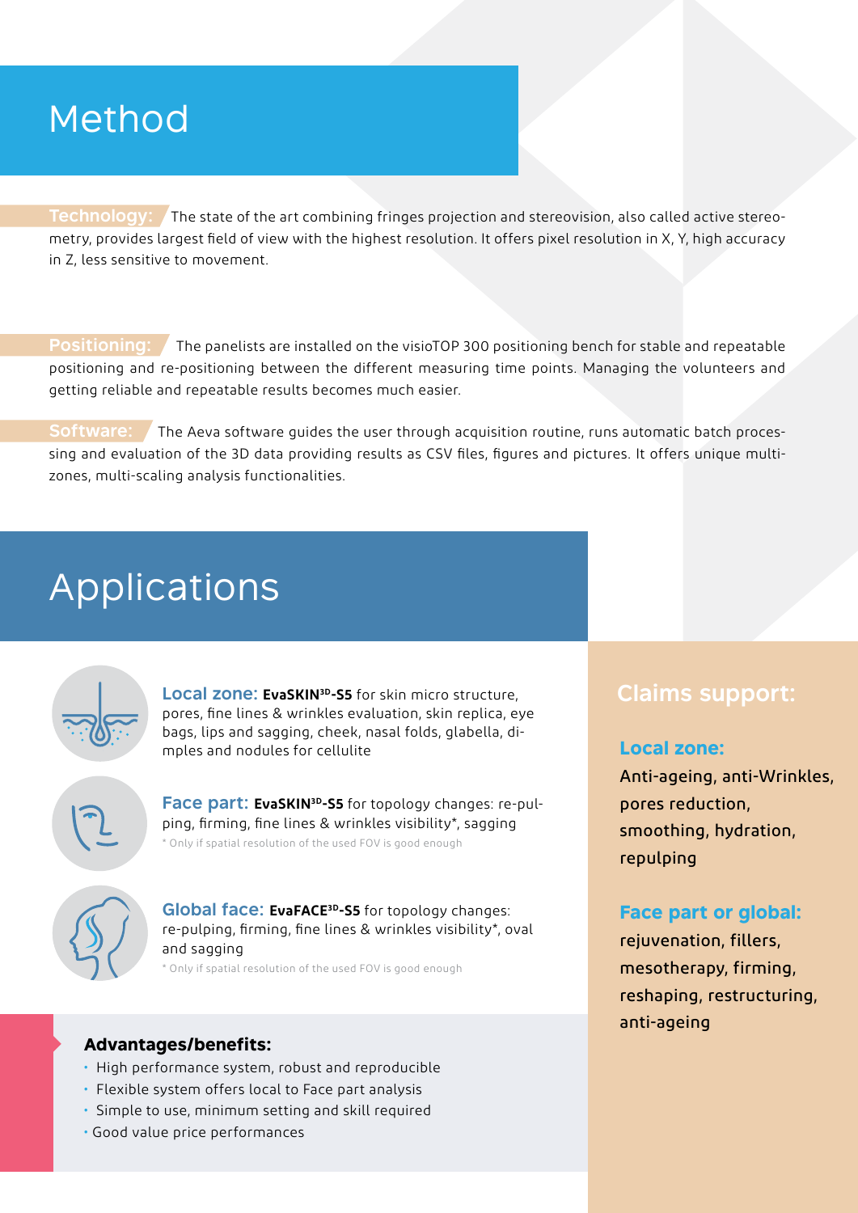# Method

**Technology:** The state of the art combining fringes projection and stereovision, also called active stereometry, provides largest field of view with the highest resolution. It offers pixel resolution in X, Y, high accuracy in Z, less sensitive to movement.

**Positioning:** The panelists are installed on the visioTOP 300 positioning bench for stable and repeatable positioning and re-positioning between the different measuring time points. Managing the volunteers and getting reliable and repeatable results becomes much easier.

**Software:** The Aeva software guides the user through acquisition routine, runs automatic batch processing and evaluation of the 3D data providing results as CSV files, figures and pictures. It offers unique multi-zones, multi-scaling analysis functionalities.

# Applications

**Local zone:** **EvaSKIN3D-S5** for skin micro structure, pores, fine lines & wrinkles evaluation, skin replica, eye bags, lips and sagging, cheek, nasal folds, glabella, dimples and nodules for cellulite

**Face part:** **EvaSKIN3D-S5** for topology changes: re-pulping, firming, fine lines & wrinkles visibility*, sagging

* Only if spatial resolution of the used FOV is good enough

**Global face:** **EvaFACE3D-S5** for topology changes: re-pulping, firming, fine lines & wrinkles visibility*, oval and sagging

* Only if spatial resolution of the used FOV is good enough

### Advantages/benefits:

- High performance system, robust and reproducible
- Flexible system offers local to Face part analysis
- Simple to use, minimum setting and skill required
- Good value price performances

## Claims support:

### Local zone:

Anti-ageing, anti-Wrinkles, pores reduction, smoothing, hydration, repulping

### Face part or global:

rejuvenation, fillers, mesotherapy, firming, reshaping, restructuring, anti-ageing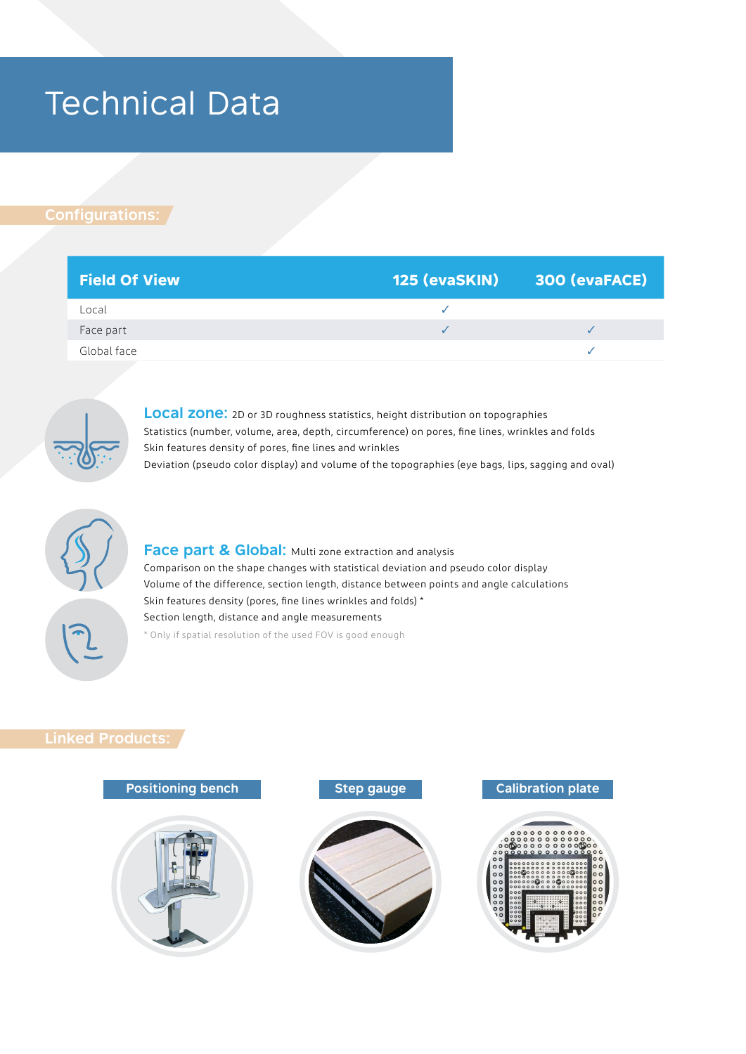# Technical Data

## Configurations:

| Field Of View | 125 (evaSKIN) | 300 (evaFACE) |
|---|---|---|
| Local | ✓ | |
| Face part | ✓ | ✓ |
| Global face | | ✓ |

**Local zone:** 2D or 3D roughness statistics, height distribution on topographies
Statistics (number, volume, area, depth, circumference) on pores, fine lines, wrinkles and folds
Skin features density of pores, fine lines and wrinkles
Deviation (pseudo color display) and volume of the topographies (eye bags, lips, sagging and oval)

**Face part & Global:** Multi zone extraction and analysis
Comparison on the shape changes with statistical deviation and pseudo color display
Volume of the difference, section length, distance between points and angle calculations
Skin features density (pores, fine lines wrinkles and folds) *
Section length, distance and angle measurements

* Only if spatial resolution of the used FOV is good enough

## Linked Products:

Positioning bench

Step gauge

Calibration plate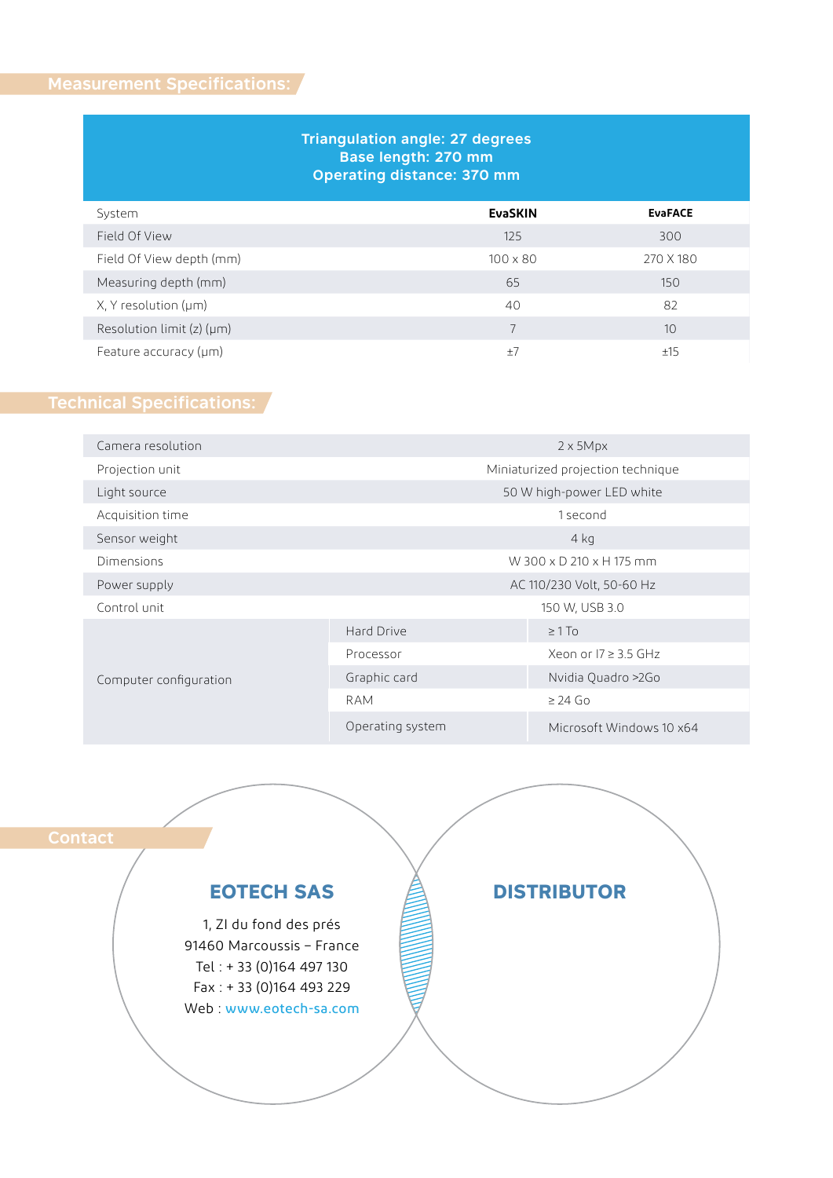## Measurement Specifications:

**Triangulation angle: 27 degrees**
**Base length: 270 mm**
**Operating distance: 370 mm**

| System | EvaSKIN | EvaFACE |
|---|---|---|
| Field Of View | 125 | 300 |
| Field Of View depth (mm) | 100 x 80 | 270 X 180 |
| Measuring depth (mm) | 65 | 150 |
| X, Y resolution (µm) | 40 | 82 |
| Resolution limit (z) (µm) | 7 | 10 |
| Feature accuracy (µm) | ±7 | ±15 |

## Technical Specifications:

| | | |
|---|---|---|
| Camera resolution | | 2 x 5Mpx |
| Projection unit | | Miniaturized projection technique |
| Light source | | 50 W high-power LED white |
| Acquisition time | | 1 second |
| Sensor weight | | 4 kg |
| Dimensions | | W 300 x D 210 x H 175 mm |
| Power supply | | AC 110/230 Volt, 50-60 Hz |
| Control unit | | 150 W, USB 3.0 |
| Computer configuration | Hard Drive | ≥ 1 To |
| | Processor | Xeon or I7 ≥ 3.5 GHz |
| | Graphic card | Nvidia Quadro >2Go |
| | RAM | ≥ 24 Go |
| | Operating system | Microsoft Windows 10 x64 |

## Contact

**EOTECH SAS**

1, ZI du fond des prés
91460 Marcoussis – France
Tel : + 33 (0)164 497 130
Fax : + 33 (0)164 493 229
Web : www.eotech-sa.com

**DISTRIBUTOR**